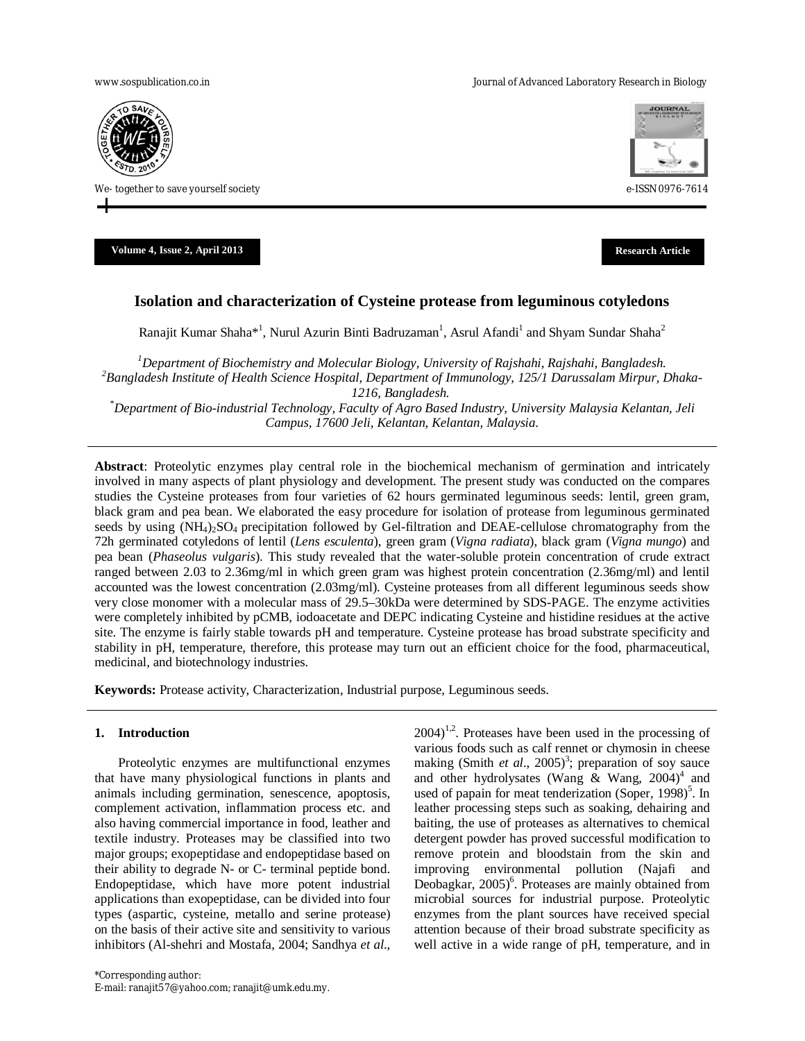Volume 4, Issue 2, April 2013

Research Article

# Isolation and characterization of Cysteine protease from leguminous cotyledons

Ranajit Kumar Shaha*[1], Nurul Azurin Binti Badruzaman[1], Asrul Afandi[1] and Shyam Sundar Shaha[2]

[1]*Department of Biochemistry and Molecular Biology, University of Rajshahi, Rajshahi, Bangladesh.*
[2]*Bangladesh Institute of Health Science Hospital, Department of Immunology, 125/1 Darussalam Mirpur, Dhaka-1216, Bangladesh.*
[*]*Department of Bio-industrial Technology, Faculty of Agro Based Industry, University Malaysia Kelantan, Jeli Campus, 17600 Jeli, Kelantan, Kelantan, Malaysia.*

---

**Abstract**: Proteolytic enzymes play central role in the biochemical mechanism of germination and intricately involved in many aspects of plant physiology and development. The present study was conducted on the compares studies the Cysteine proteases from four varieties of 62 hours germinated leguminous seeds: lentil, green gram, black gram and pea bean. We elaborated the easy procedure for isolation of protease from leguminous germinated seeds by using $(NH_4)_2SO_4$ precipitation followed by Gel-filtration and DEAE-cellulose chromatography from the 72h germinated cotyledons of lentil (*Lens esculenta*), green gram (*Vigna radiata*), black gram (*Vigna mungo*) and pea bean (*Phaseolus vulgaris*). This study revealed that the water-soluble protein concentration of crude extract ranged between 2.03 to 2.36mg/ml in which green gram was highest protein concentration (2.36mg/ml) and lentil accounted was the lowest concentration (2.03mg/ml). Cysteine proteases from all different leguminous seeds show very close monomer with a molecular mass of 29.5–30kDa were determined by SDS-PAGE. The enzyme activities were completely inhibited by pCMB, iodoacetate and DEPC indicating Cysteine and histidine residues at the active site. The enzyme is fairly stable towards pH and temperature. Cysteine protease has broad substrate specificity and stability in pH, temperature, therefore, this protease may turn out an efficient choice for the food, pharmaceutical, medicinal, and biotechnology industries.

**Keywords:** Protease activity, Characterization, Industrial purpose, Leguminous seeds.

---

## 1. Introduction

Proteolytic enzymes are multifunctional enzymes that have many physiological functions in plants and animals including germination, senescence, apoptosis, complement activation, inflammation process etc. and also having commercial importance in food, leather and textile industry. Proteases may be classified into two major groups; exopeptidase and endopeptidase based on their ability to degrade N- or C- terminal peptide bond. Endopeptidase, which have more potent industrial applications than exopeptidase, can be divided into four types (aspartic, cysteine, metallo and serine protease) on the basis of their active site and sensitivity to various inhibitors (Al-shehri and Mostafa, 2004; Sandhya *et al*., 2004)[1,2]. Proteases have been used in the processing of various foods such as calf rennet or chymosin in cheese making (Smith *et al*., 2005)[3]; preparation of soy sauce and other hydrolysates (Wang & Wang, 2004)[4] and used of papain for meat tenderization (Soper, 1998)[5]. In leather processing steps such as soaking, dehairing and baiting, the use of proteases as alternatives to chemical detergent powder has proved successful modification to remove protein and bloodstain from the skin and improving environmental pollution (Najafi and Deobagkar, 2005)[6]. Proteases are mainly obtained from microbial sources for industrial purpose. Proteolytic enzymes from the plant sources have received special attention because of their broad substrate specificity as well active in a wide range of pH, temperature, and in

*Corresponding author:
E-mail: ranajit57@yahoo.com; ranajit@umk.edu.my.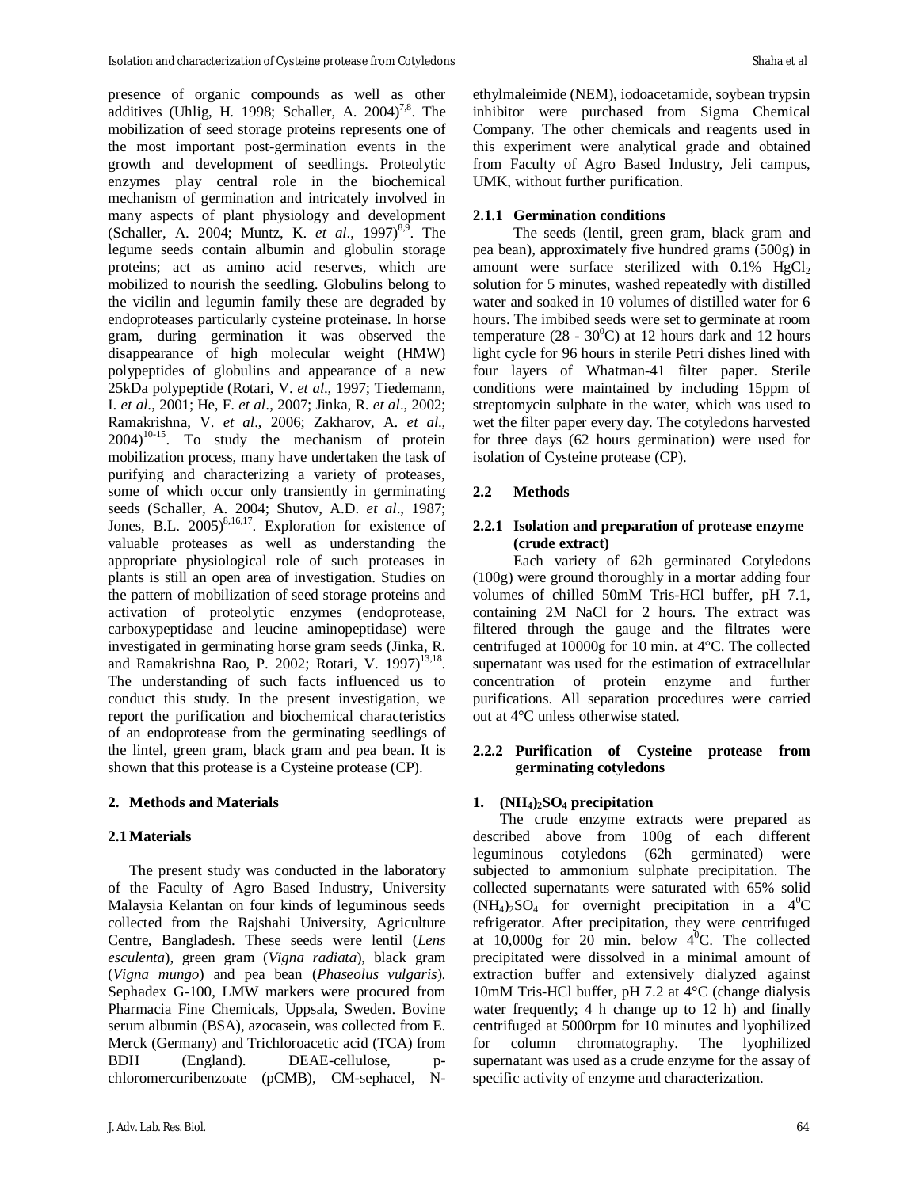presence of organic compounds as well as other additives (Uhlig, H. 1998; Schaller, A. 2004)[7,8]. The mobilization of seed storage proteins represents one of the most important post-germination events in the growth and development of seedlings. Proteolytic enzymes play central role in the biochemical mechanism of germination and intricately involved in many aspects of plant physiology and development (Schaller, A. 2004; Muntz, K. *et al*., 1997)[8,9]. The legume seeds contain albumin and globulin storage proteins; act as amino acid reserves, which are mobilized to nourish the seedling. Globulins belong to the vicilin and legumin family these are degraded by endoproteases particularly cysteine proteinase. In horse gram, during germination it was observed the disappearance of high molecular weight (HMW) polypeptides of globulins and appearance of a new 25kDa polypeptide (Rotari, V. *et al*., 1997; Tiedemann, I. *et al*., 2001; He, F. *et al*., 2007; Jinka, R. *et al*., 2002; Ramakrishna, V. *et al*., 2006; Zakharov, A. *et al*., 2004)[10-15]. To study the mechanism of protein mobilization process, many have undertaken the task of purifying and characterizing a variety of proteases, some of which occur only transiently in germinating seeds (Schaller, A. 2004; Shutov, A.D. *et al*., 1987; Jones, B.L. 2005)[8,16,17]. Exploration for existence of valuable proteases as well as understanding the appropriate physiological role of such proteases in plants is still an open area of investigation. Studies on the pattern of mobilization of seed storage proteins and activation of proteolytic enzymes (endoprotease, carboxypeptidase and leucine aminopeptidase) were investigated in germinating horse gram seeds (Jinka, R. and Ramakrishna Rao, P. 2002; Rotari, V. 1997)[13,18]. The understanding of such facts influenced us to conduct this study. In the present investigation, we report the purification and biochemical characteristics of an endoprotease from the germinating seedlings of the lintel, green gram, black gram and pea bean. It is shown that this protease is a Cysteine protease (CP).

## 2. Methods and Materials

### 2.1 Materials

The present study was conducted in the laboratory of the Faculty of Agro Based Industry, University Malaysia Kelantan on four kinds of leguminous seeds collected from the Rajshahi University, Agriculture Centre, Bangladesh. These seeds were lentil (*Lens esculenta*), green gram (*Vigna radiata*), black gram (*Vigna mungo*) and pea bean (*Phaseolus vulgaris*). Sephadex G-100, LMW markers were procured from Pharmacia Fine Chemicals, Uppsala, Sweden. Bovine serum albumin (BSA), azocasein, was collected from E. Merck (Germany) and Trichloroacetic acid (TCA) from BDH (England). DEAE-cellulose, p-chloromercuribenzoate (pCMB), CM-sephacel, N-ethylmaleimide (NEM), iodoacetamide, soybean trypsin inhibitor were purchased from Sigma Chemical Company. The other chemicals and reagents used in this experiment were analytical grade and obtained from Faculty of Agro Based Industry, Jeli campus, UMK, without further purification.

#### 2.1.1 Germination conditions

The seeds (lentil, green gram, black gram and pea bean), approximately five hundred grams (500g) in amount were surface sterilized with 0.1% $HgCl_2$ solution for 5 minutes, washed repeatedly with distilled water and soaked in 10 volumes of distilled water for 6 hours. The imbibed seeds were set to germinate at room temperature (28 - 30$^0$C) at 12 hours dark and 12 hours light cycle for 96 hours in sterile Petri dishes lined with four layers of Whatman-41 filter paper. Sterile conditions were maintained by including 15ppm of streptomycin sulphate in the water, which was used to wet the filter paper every day. The cotyledons harvested for three days (62 hours germination) were used for isolation of Cysteine protease (CP).

### 2.2 Methods

#### 2.2.1 Isolation and preparation of protease enzyme (crude extract)

Each variety of 62h germinated Cotyledons (100g) were ground thoroughly in a mortar adding four volumes of chilled 50mM Tris-HCl buffer, pH 7.1, containing 2M NaCl for 2 hours. The extract was filtered through the gauge and the filtrates were centrifuged at 10000g for 10 min. at 4°C. The collected supernatant was used for the estimation of extracellular concentration of protein enzyme and further purifications. All separation procedures were carried out at 4°C unless otherwise stated.

#### 2.2.2 Purification of Cysteine protease from germinating cotyledons

**1. $(NH_4)_2SO_4$ precipitation**

The crude enzyme extracts were prepared as described above from 100g of each different leguminous cotyledons (62h germinated) were subjected to ammonium sulphate precipitation. The collected supernatants were saturated with 65% solid $(NH_4)_2SO_4$ for overnight precipitation in a 4$^0$C refrigerator. After precipitation, they were centrifuged at 10,000g for 20 min. below 4$^0$C. The collected precipitated were dissolved in a minimal amount of extraction buffer and extensively dialyzed against 10mM Tris-HCl buffer, pH 7.2 at 4°C (change dialysis water frequently; 4 h change up to 12 h) and finally centrifuged at 5000rpm for 10 minutes and lyophilized for column chromatography. The lyophilized supernatant was used as a crude enzyme for the assay of specific activity of enzyme and characterization.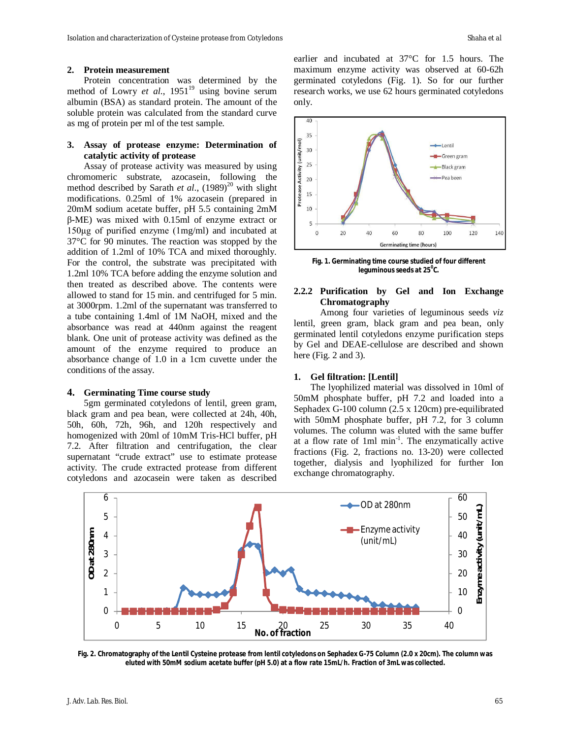## 2. Protein measurement

Protein concentration was determined by the method of Lowry *et al.*, 1951[19] using bovine serum albumin (BSA) as standard protein. The amount of the soluble protein was calculated from the standard curve as mg of protein per ml of the test sample.

## 3. Assay of protease enzyme: Determination of catalytic activity of protease

Assay of protease activity was measured by using chromomeric substrate, azocasein, following the method described by Sarath *et al.*, (1989)[20] with slight modifications. 0.25ml of 1% azocasein (prepared in 20mM sodium acetate buffer, pH 5.5 containing 2mM β-ME) was mixed with 0.15ml of enzyme extract or 150µg of purified enzyme (1mg/ml) and incubated at 37°C for 90 minutes. The reaction was stopped by the addition of 1.2ml of 10% TCA and mixed thoroughly. For the control, the substrate was precipitated with 1.2ml 10% TCA before adding the enzyme solution and then treated as described above. The contents were allowed to stand for 15 min. and centrifuged for 5 min. at 3000rpm. 1.2ml of the supernatant was transferred to a tube containing 1.4ml of 1M NaOH, mixed and the absorbance was read at 440nm against the reagent blank. One unit of protease activity was defined as the amount of the enzyme required to produce an absorbance change of 1.0 in a 1cm cuvette under the conditions of the assay.

## 4. Germinating Time course study

5gm germinated cotyledons of lentil, green gram, black gram and pea bean, were collected at 24h, 40h, 50h, 60h, 72h, 96h, and 120h respectively and homogenized with 20ml of 10mM Tris-HCl buffer, pH 7.2. After filtration and centrifugation, the clear supernatant "crude extract" use to estimate protease activity. The crude extracted protease from different cotyledons and azocasein were taken as described earlier and incubated at 37°C for 1.5 hours. The maximum enzyme activity was observed at 60-62h germinated cotyledons (Fig. 1). So for our further research works, we use 62 hours germinated cotyledons only.

**Fig. 1. Germinating time course studied of four different leguminous seeds at 25°C.**

### 2.2.2 Purification by Gel and Ion Exchange Chromatography

Among four varieties of leguminous seeds *viz* lentil, green gram, black gram and pea bean, only germinated lentil cotyledons enzyme purification steps by Gel and DEAE-cellulose are described and shown here (Fig. 2 and 3).

### 1. Gel filtration: [Lentil]

The lyophilized material was dissolved in 10ml of 50mM phosphate buffer, pH 7.2 and loaded into a Sephadex G-100 column (2.5 x 120cm) pre-equilibrated with 50mM phosphate buffer, pH 7.2, for 3 column volumes. The column was eluted with the same buffer at a flow rate of 1ml min$^{-1}$. The enzymatically active fractions (Fig. 2, fractions no. 13-20) were collected together, dialysis and lyophilized for further Ion exchange chromatography.

**Fig. 2. Chromatography of the Lentil Cysteine protease from lentil cotyledons on Sephadex G-75 Column (2.0 x 20cm). The column was eluted with 50mM sodium acetate buffer (pH 5.0) at a flow rate 15mL/h. Fraction of 3mL was collected.**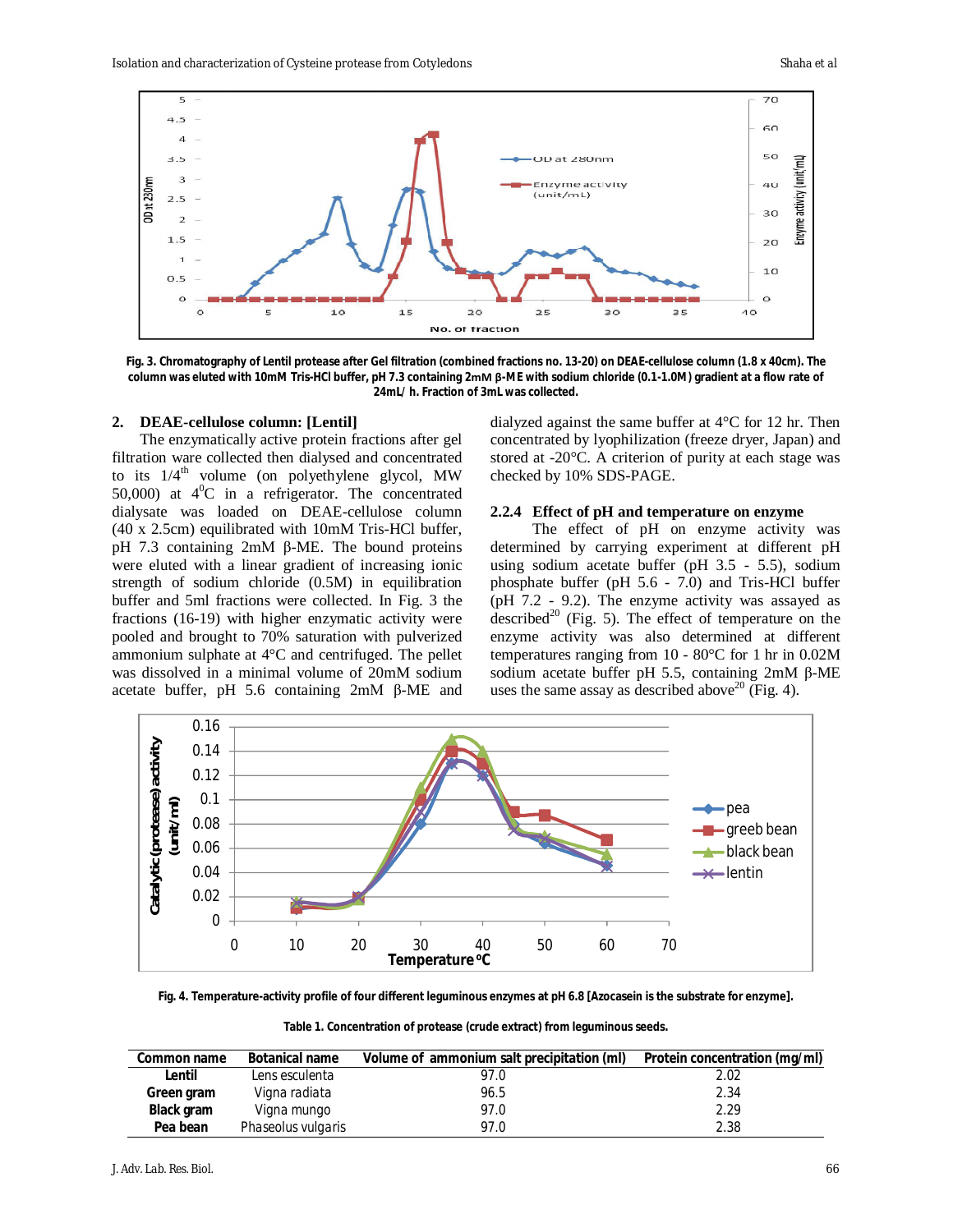Fig. 3. Chromatography of Lentil protease after Gel filtration (combined fractions no. 13-20) on DEAE-cellulose column (1.8 x 40cm). The column was eluted with 10mM Tris-HCl buffer, pH 7.3 containing 2mM β-ME with sodium chloride (0.1-1.0M) gradient at a flow rate of 24mL/ h. Fraction of 3mL was collected.

## 2. DEAE-cellulose column: [Lentil]

The enzymatically active protein fractions after gel filtration ware collected then dialysed and concentrated to its 1/4$^{th}$ volume (on polyethylene glycol, MW 50,000) at 4$^{0}$C in a refrigerator. The concentrated dialysate was loaded on DEAE-cellulose column (40 x 2.5cm) equilibrated with 10mM Tris-HCl buffer, pH 7.3 containing 2mM β-ME. The bound proteins were eluted with a linear gradient of increasing ionic strength of sodium chloride (0.5M) in equilibration buffer and 5ml fractions were collected. In Fig. 3 the fractions (16-19) with higher enzymatic activity were pooled and brought to 70% saturation with pulverized ammonium sulphate at 4°C and centrifuged. The pellet was dissolved in a minimal volume of 20mM sodium acetate buffer, pH 5.6 containing 2mM β-ME and dialyzed against the same buffer at 4°C for 12 hr. Then concentrated by lyophilization (freeze dryer, Japan) and stored at -20°C. A criterion of purity at each stage was checked by 10% SDS-PAGE.

### 2.2.4 Effect of pH and temperature on enzyme

The effect of pH on enzyme activity was determined by carrying experiment at different pH using sodium acetate buffer (pH 3.5 - 5.5), sodium phosphate buffer (pH 5.6 - 7.0) and Tris-HCl buffer (pH 7.2 - 9.2). The enzyme activity was assayed as described[20] (Fig. 5). The effect of temperature on the enzyme activity was also determined at different temperatures ranging from 10 - 80°C for 1 hr in 0.02M sodium acetate buffer pH 5.5, containing 2mM β-ME uses the same assay as described above[20] (Fig. 4).

Fig. 4. Temperature-activity profile of four different leguminous enzymes at pH 6.8 [Azocasein is the substrate for enzyme].

Table 1. Concentration of protease (crude extract) from leguminous seeds.

| Common name | Botanical name | Volume of ammonium salt precipitation (ml) | Protein concentration (mg/ml) |
|---|---|---|---|
| **Lentil** | Lens esculenta | 97.0 | 2.02 |
| **Green gram** | Vigna radiata | 96.5 | 2.34 |
| **Black gram** | Vigna mungo | 97.0 | 2.29 |
| **Pea bean** | Phaseolus vulgaris | 97.0 | 2.38 |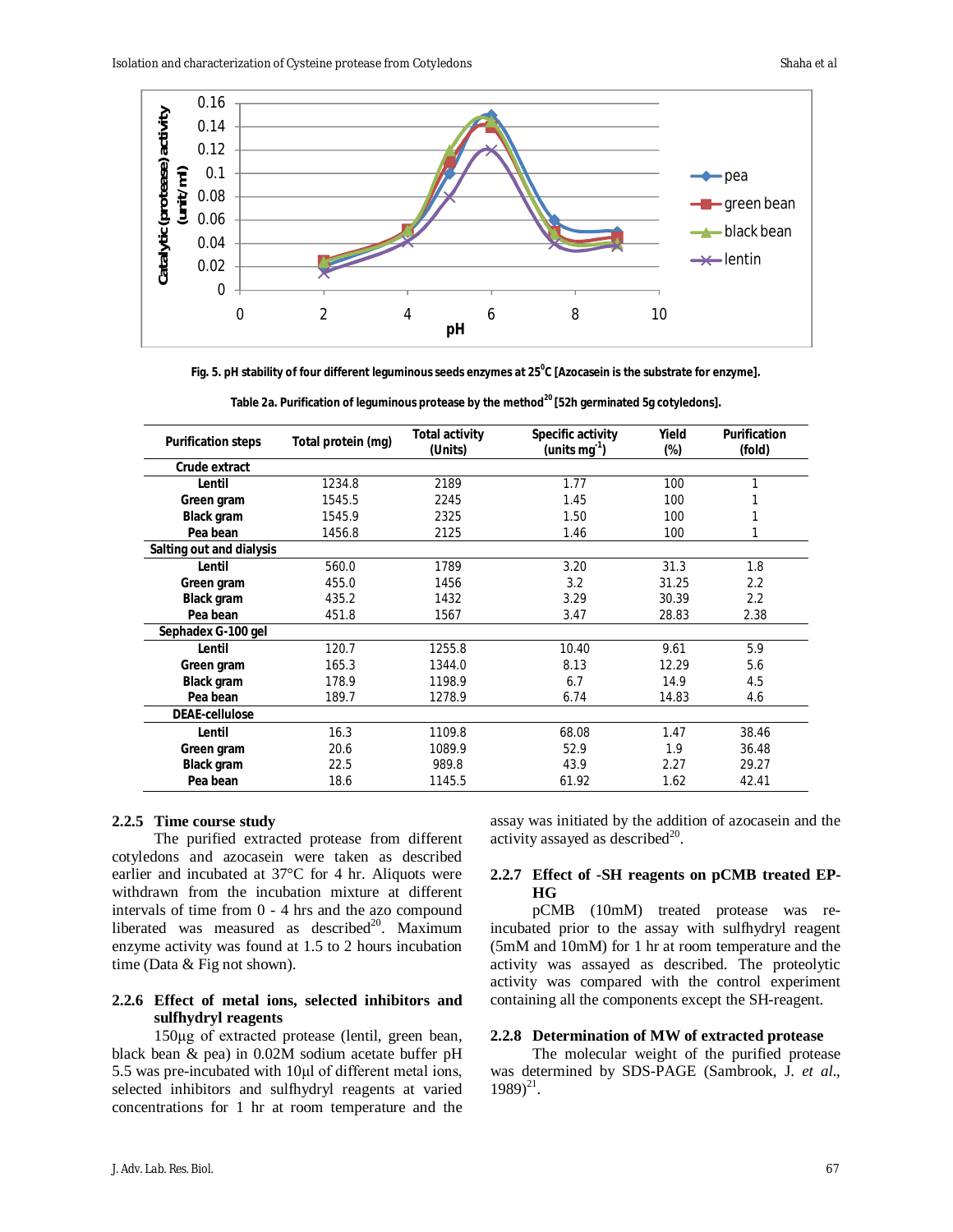Fig. 5. pH stability of four different leguminous seeds enzymes at 25°C [Azocasein is the substrate for enzyme].

Table 2a. Purification of leguminous protease by the method[20] [52h germinated 5g cotyledons].

| Purification steps | Total protein (mg) | Total activity (Units) | Specific activity (units mg$^{-1}$) | Yield (%) | Purification (fold) |
|---|---|---|---|---|---|
| **Crude extract** | | | | | |
| Lentil | 1234.8 | 2189 | 1.77 | 100 | 1 |
| Green gram | 1545.5 | 2245 | 1.45 | 100 | 1 |
| Black gram | 1545.9 | 2325 | 1.50 | 100 | 1 |
| Pea bean | 1456.8 | 2125 | 1.46 | 100 | 1 |
| **Salting out and dialysis** | | | | | |
| Lentil | 560.0 | 1789 | 3.20 | 31.3 | 1.8 |
| Green gram | 455.0 | 1456 | 3.2 | 31.25 | 2.2 |
| Black gram | 435.2 | 1432 | 3.29 | 30.39 | 2.2 |
| Pea bean | 451.8 | 1567 | 3.47 | 28.83 | 2.38 |
| **Sephadex G-100 gel** | | | | | |
| Lentil | 120.7 | 1255.8 | 10.40 | 9.61 | 5.9 |
| Green gram | 165.3 | 1344.0 | 8.13 | 12.29 | 5.6 |
| Black gram | 178.9 | 1198.9 | 6.7 | 14.9 | 4.5 |
| Pea bean | 189.7 | 1278.9 | 6.74 | 14.83 | 4.6 |
| **DEAE-cellulose** | | | | | |
| Lentil | 16.3 | 1109.8 | 68.08 | 1.47 | 38.46 |
| Green gram | 20.6 | 1089.9 | 52.9 | 1.9 | 36.48 |
| Black gram | 22.5 | 989.8 | 43.9 | 2.27 | 29.27 |
| Pea bean | 18.6 | 1145.5 | 61.92 | 1.62 | 42.41 |

### 2.2.5 Time course study

The purified extracted protease from different cotyledons and azocasein were taken as described earlier and incubated at 37°C for 4 hr. Aliquots were withdrawn from the incubation mixture at different intervals of time from 0 - 4 hrs and the azo compound liberated was measured as described[20]. Maximum enzyme activity was found at 1.5 to 2 hours incubation time (Data & Fig not shown).

### 2.2.6 Effect of metal ions, selected inhibitors and sulfhydryl reagents

150µg of extracted protease (lentil, green bean, black bean & pea) in 0.02M sodium acetate buffer pH 5.5 was pre-incubated with 10µl of different metal ions, selected inhibitors and sulfhydryl reagents at varied concentrations for 1 hr at room temperature and the assay was initiated by the addition of azocasein and the activity assayed as described[20].

### 2.2.7 Effect of -SH reagents on pCMB treated EP-HG

pCMB (10mM) treated protease was re-incubated prior to the assay with sulfhydryl reagent (5mM and 10mM) for 1 hr at room temperature and the activity was assayed as described. The proteolytic activity was compared with the control experiment containing all the components except the SH-reagent.

### 2.2.8 Determination of MW of extracted protease

The molecular weight of the purified protease was determined by SDS-PAGE (Sambrook, J. *et al*., 1989)[21].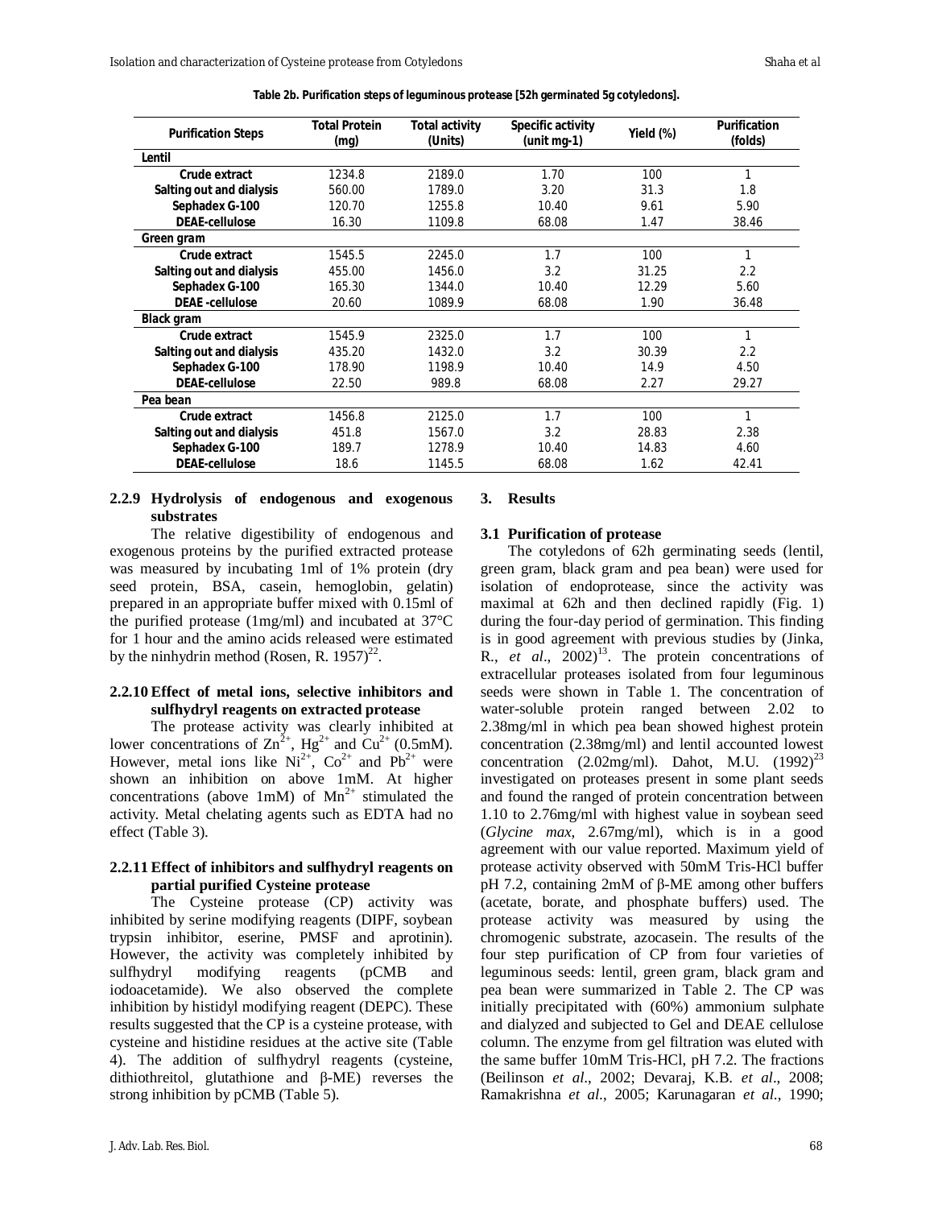**Table 2b. Purification steps of leguminous protease [52h germinated 5g cotyledons].**

| Purification Steps | Total Protein (mg) | Total activity (Units) | Specific activity (unit mg-1) | Yield (%) | Purification (folds) |
|---|---|---|---|---|---|
| **Lentil** | | | | | |
| Crude extract | 1234.8 | 2189.0 | 1.70 | 100 | 1 |
| Salting out and dialysis | 560.00 | 1789.0 | 3.20 | 31.3 | 1.8 |
| Sephadex G-100 | 120.70 | 1255.8 | 10.40 | 9.61 | 5.90 |
| DEAE-cellulose | 16.30 | 1109.8 | 68.08 | 1.47 | 38.46 |
| **Green gram** | | | | | |
| Crude extract | 1545.5 | 2245.0 | 1.7 | 100 | 1 |
| Salting out and dialysis | 455.00 | 1456.0 | 3.2 | 31.25 | 2.2 |
| Sephadex G-100 | 165.30 | 1344.0 | 10.40 | 12.29 | 5.60 |
| DEAE -cellulose | 20.60 | 1089.9 | 68.08 | 1.90 | 36.48 |
| **Black gram** | | | | | |
| Crude extract | 1545.9 | 2325.0 | 1.7 | 100 | 1 |
| Salting out and dialysis | 435.20 | 1432.0 | 3.2 | 30.39 | 2.2 |
| Sephadex G-100 | 178.90 | 1198.9 | 10.40 | 14.9 | 4.50 |
| DEAE-cellulose | 22.50 | 989.8 | 68.08 | 2.27 | 29.27 |
| **Pea bean** | | | | | |
| Crude extract | 1456.8 | 2125.0 | 1.7 | 100 | 1 |
| Salting out and dialysis | 451.8 | 1567.0 | 3.2 | 28.83 | 2.38 |
| Sephadex G-100 | 189.7 | 1278.9 | 10.40 | 14.83 | 4.60 |
| DEAE-cellulose | 18.6 | 1145.5 | 68.08 | 1.62 | 42.41 |

### 2.2.9 Hydrolysis of endogenous and exogenous substrates

The relative digestibility of endogenous and exogenous proteins by the purified extracted protease was measured by incubating 1ml of 1% protein (dry seed protein, BSA, casein, hemoglobin, gelatin) prepared in an appropriate buffer mixed with 0.15ml of the purified protease (1mg/ml) and incubated at 37°C for 1 hour and the amino acids released were estimated by the ninhydrin method (Rosen, R. 1957)[22].

### 2.2.10 Effect of metal ions, selective inhibitors and sulfhydryl reagents on extracted protease

The protease activity was clearly inhibited at lower concentrations of $Zn^{2+}$, $Hg^{2+}$ and $Cu^{2+}$ (0.5mM). However, metal ions like $Ni^{2+}$, $Co^{2+}$ and $Pb^{2+}$ were shown an inhibition on above 1mM. At higher concentrations (above 1mM) of $Mn^{2+}$ stimulated the activity. Metal chelating agents such as EDTA had no effect (Table 3).

### 2.2.11 Effect of inhibitors and sulfhydryl reagents on partial purified Cysteine protease

The Cysteine protease (CP) activity was inhibited by serine modifying reagents (DIPF, soybean trypsin inhibitor, eserine, PMSF and aprotinin). However, the activity was completely inhibited by sulfhydryl modifying reagents (pCMB and iodoacetamide). We also observed the complete inhibition by histidyl modifying reagent (DEPC). These results suggested that the CP is a cysteine protease, with cysteine and histidine residues at the active site (Table 4). The addition of sulfhydryl reagents (cysteine, dithiothreitol, glutathione and β-ME) reverses the strong inhibition by pCMB (Table 5).

## 3. Results

### 3.1 Purification of protease

The cotyledons of 62h germinating seeds (lentil, green gram, black gram and pea bean) were used for isolation of endoprotease, since the activity was maximal at 62h and then declined rapidly (Fig. 1) during the four-day period of germination. This finding is in good agreement with previous studies by (Jinka, R., *et al*., 2002)[13]. The protein concentrations of extracellular proteases isolated from four leguminous seeds were shown in Table 1. The concentration of water-soluble protein ranged between 2.02 to 2.38mg/ml in which pea bean showed highest protein concentration (2.38mg/ml) and lentil accounted lowest concentration (2.02mg/ml). Dahot, M.U. (1992)[23] investigated on proteases present in some plant seeds and found the ranged of protein concentration between 1.10 to 2.76mg/ml with highest value in soybean seed (*Glycine max*, 2.67mg/ml), which is in a good agreement with our value reported. Maximum yield of protease activity observed with 50mM Tris-HCl buffer pH 7.2, containing 2mM of β-ME among other buffers (acetate, borate, and phosphate buffers) used. The protease activity was measured by using the chromogenic substrate, azocasein. The results of the four step purification of CP from four varieties of leguminous seeds: lentil, green gram, black gram and pea bean were summarized in Table 2. The CP was initially precipitated with (60%) ammonium sulphate and dialyzed and subjected to Gel and DEAE cellulose column. The enzyme from gel filtration was eluted with the same buffer 10mM Tris-HCl, pH 7.2. The fractions (Beilinson *et al*., 2002; Devaraj, K.B. *et al*., 2008; Ramakrishna *et al*., 2005; Karunagaran *et al*., 1990;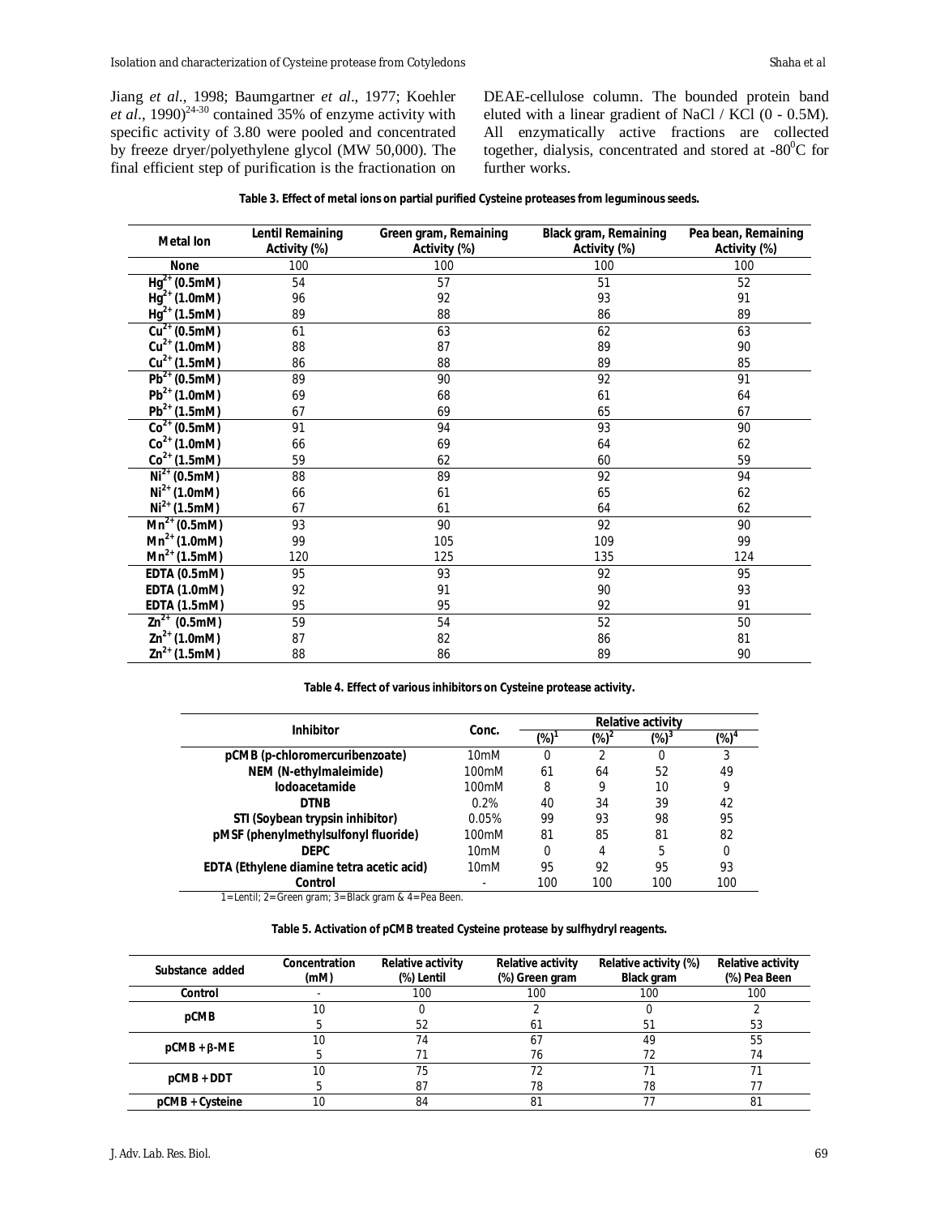Jiang *et al*., 1998; Baumgartner *et al*., 1977; Koehler *et al*., 1990)[24-30] contained 35% of enzyme activity with specific activity of 3.80 were pooled and concentrated by freeze dryer/polyethylene glycol (MW 50,000). The final efficient step of purification is the fractionation on DEAE-cellulose column. The bounded protein band eluted with a linear gradient of NaCl / KCl (0 - 0.5M). All enzymatically active fractions are collected together, dialysis, concentrated and stored at -80$^0$C for further works.

**Table 3. Effect of metal ions on partial purified Cysteine proteases from leguminous seeds.**

| Metal Ion | Lentil Remaining Activity (%) | Green gram, Remaining Activity (%) | Black gram, Remaining Activity (%) | Pea bean, Remaining Activity (%) |
|---|---|---|---|---|
| None | 100 | 100 | 100 | 100 |
| $Hg^{2+}$ (0.5mM) | 54 | 57 | 51 | 52 |
| $Hg^{2+}$ (1.0mM) | 96 | 92 | 93 | 91 |
| $Hg^{2+}$ (1.5mM) | 89 | 88 | 86 | 89 |
| $Cu^{2+}$ (0.5mM) | 61 | 63 | 62 | 63 |
| $Cu^{2+}$ (1.0mM) | 88 | 87 | 89 | 90 |
| $Cu^{2+}$ (1.5mM) | 86 | 88 | 89 | 85 |
| $Pb^{2+}$ (0.5mM) | 89 | 90 | 92 | 91 |
| $Pb^{2+}$ (1.0mM) | 69 | 68 | 61 | 64 |
| $Pb^{2+}$ (1.5mM) | 67 | 69 | 65 | 67 |
| $Co^{2+}$ (0.5mM) | 91 | 94 | 93 | 90 |
| $Co^{2+}$ (1.0mM) | 66 | 69 | 64 | 62 |
| $Co^{2+}$ (1.5mM) | 59 | 62 | 60 | 59 |
| $Ni^{2+}$ (0.5mM) | 88 | 89 | 92 | 94 |
| $Ni^{2+}$ (1.0mM) | 66 | 61 | 65 | 62 |
| $Ni^{2+}$ (1.5mM) | 67 | 61 | 64 | 62 |
| $Mn^{2+}$ (0.5mM) | 93 | 90 | 92 | 90 |
| $Mn^{2+}$ (1.0mM) | 99 | 105 | 109 | 99 |
| $Mn^{2+}$ (1.5mM) | 120 | 125 | 135 | 124 |
| EDTA (0.5mM) | 95 | 93 | 92 | 95 |
| EDTA (1.0mM) | 92 | 91 | 90 | 93 |
| EDTA (1.5mM) | 95 | 95 | 92 | 91 |
| $Zn^{2+}$ (0.5mM) | 59 | 54 | 52 | 50 |
| $Zn^{2+}$ (1.0mM) | 87 | 82 | 86 | 81 |
| $Zn^{2+}$ (1.5mM) | 88 | 86 | 89 | 90 |

**Table 4. Effect of various inhibitors on Cysteine protease activity.**

| Inhibitor | Conc. | Relative activity | | | |
|---|---|---|---|---|---|
| | | (%)[1] | (%)[2] | (%)[3] | (%)[4] |
| pCMB (p-chloromercuribenzoate) | 10mM | 0 | 2 | 0 | 3 |
| NEM (N-ethylmaleimide) | 100mM | 61 | 64 | 52 | 49 |
| Iodoacetamide | 100mM | 8 | 9 | 10 | 9 |
| DTNB | 0.2% | 40 | 34 | 39 | 42 |
| STI (Soybean trypsin inhibitor) | 0.05% | 99 | 93 | 98 | 95 |
| pMSF (phenylmethylsulfonyl fluoride) | 100mM | 81 | 85 | 81 | 82 |
| DEPC | 10mM | 0 | 4 | 5 | 0 |
| EDTA (Ethylene diamine tetra acetic acid) | 10mM | 95 | 92 | 95 | 93 |
| Control | - | 100 | 100 | 100 | 100 |

1=Lentil; 2=Green gram; 3=Black gram & 4=Pea Been.

**Table 5. Activation of pCMB treated Cysteine protease by sulfhydryl reagents.**

| Substance added | Concentration (mM) | Relative activity (%) Lentil | Relative activity (%) Green gram | Relative activity (%) Black gram | Relative activity (%) Pea Been |
|---|---|---|---|---|---|
| Control | - | 100 | 100 | 100 | 100 |
| pCMB | 10 | 0 | 2 | 0 | 2 |
| | 5 | 52 | 61 | 51 | 53 |
| pCMB + β-ME | 10 | 74 | 67 | 49 | 55 |
| | 5 | 71 | 76 | 72 | 74 |
| pCMB + DDT | 10 | 75 | 72 | 71 | 71 |
| | 5 | 87 | 78 | 78 | 77 |
| pCMB + Cysteine | 10 | 84 | 81 | 77 | 81 |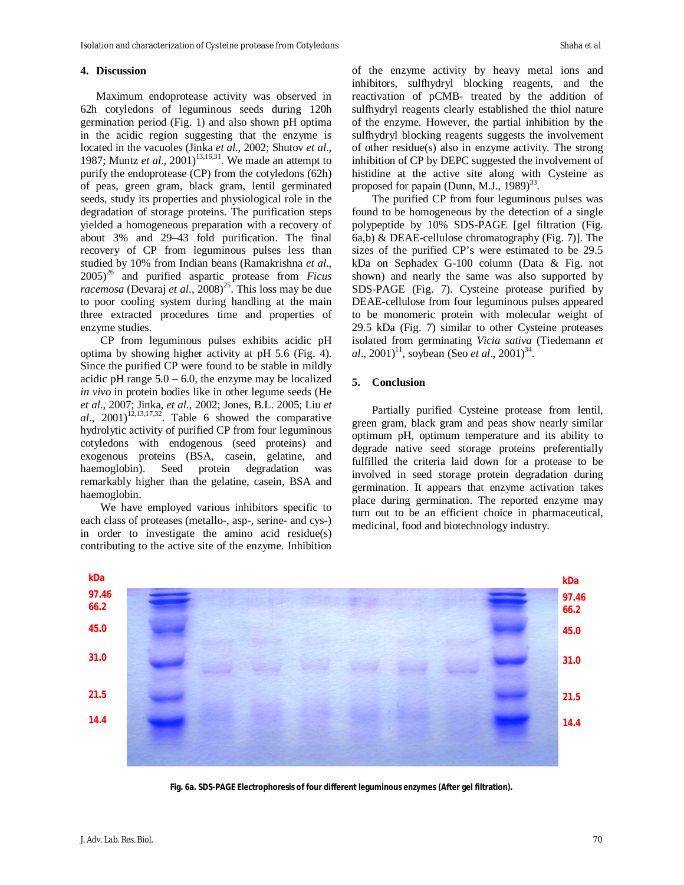## 4. Discussion

Maximum endoprotease activity was observed in 62h cotyledons of leguminous seeds during 120h germination period (Fig. 1) and also shown pH optima in the acidic region suggesting that the enzyme is located in the vacuoles (Jinka *et al*., 2002; Shutov *et al*., 1987; Muntz *et al*., 2001)[13,16,31]. We made an attempt to purify the endoprotease (CP) from the cotyledons (62h) of peas, green gram, black gram, lentil germinated seeds, study its properties and physiological role in the degradation of storage proteins. The purification steps yielded a homogeneous preparation with a recovery of about 3% and 29–43 fold purification. The final recovery of CP from leguminous pulses less than studied by 10% from Indian beans (Ramakrishna *et al*., 2005)[26] and purified aspartic protease from *Ficus racemosa* (Devaraj *et al*., 2008)[25]. This loss may be due to poor cooling system during handling at the main three extracted procedures time and properties of enzyme studies.

CP from leguminous pulses exhibits acidic pH optima by showing higher activity at pH 5.6 (Fig. 4). Since the purified CP were found to be stable in mildly acidic pH range 5.0 – 6.0, the enzyme may be localized *in vivo* in protein bodies like in other legume seeds (He *et al*., 2007; Jinka, *et al*., 2002; Jones, B.L. 2005; Liu *et al*., 2001)[12,13,17,32]. Table 6 showed the comparative hydrolytic activity of purified CP from four leguminous cotyledons with endogenous (seed proteins) and exogenous proteins (BSA, casein, gelatine, and haemoglobin). Seed protein degradation was remarkably higher than the gelatine, casein, BSA and haemoglobin.

We have employed various inhibitors specific to each class of proteases (metallo-, asp-, serine- and cys-) in order to investigate the amino acid residue(s) contributing to the active site of the enzyme. Inhibition of the enzyme activity by heavy metal ions and inhibitors, sulfhydryl blocking reagents, and the reactivation of pCMB- treated by the addition of sulfhydryl reagents clearly established the thiol nature of the enzyme. However, the partial inhibition by the sulfhydryl blocking reagents suggests the involvement of other residue(s) also in enzyme activity. The strong inhibition of CP by DEPC suggested the involvement of histidine at the active site along with Cysteine as proposed for papain (Dunn, M.J., 1989)[33].

The purified CP from four leguminous pulses was found to be homogeneous by the detection of a single polypeptide by 10% SDS-PAGE [gel filtration (Fig. 6a,b) & DEAE-cellulose chromatography (Fig. 7)]. The sizes of the purified CP's were estimated to be 29.5 kDa on Sephadex G-100 column (Data & Fig. not shown) and nearly the same was also supported by SDS-PAGE (Fig. 7). Cysteine protease purified by DEAE-cellulose from four leguminous pulses appeared to be monomeric protein with molecular weight of 29.5 kDa (Fig. 7) similar to other Cysteine proteases isolated from germinating *Vicia sativa* (Tiedemann *et al*., 2001)[11], soybean (Seo *et al*., 2001)[34].

## 5. Conclusion

Partially purified Cysteine protease from lentil, green gram, black gram and peas show nearly similar optimum pH, optimum temperature and its ability to degrade native seed storage proteins preferentially fulfilled the criteria laid down for a protease to be involved in seed storage protein degradation during germination. It appears that enzyme activation takes place during germination. The reported enzyme may turn out to be an efficient choice in pharmaceutical, medicinal, food and biotechnology industry.

**Fig. 6a. SDS-PAGE Electrophoresis of four different leguminous enzymes (After gel filtration).**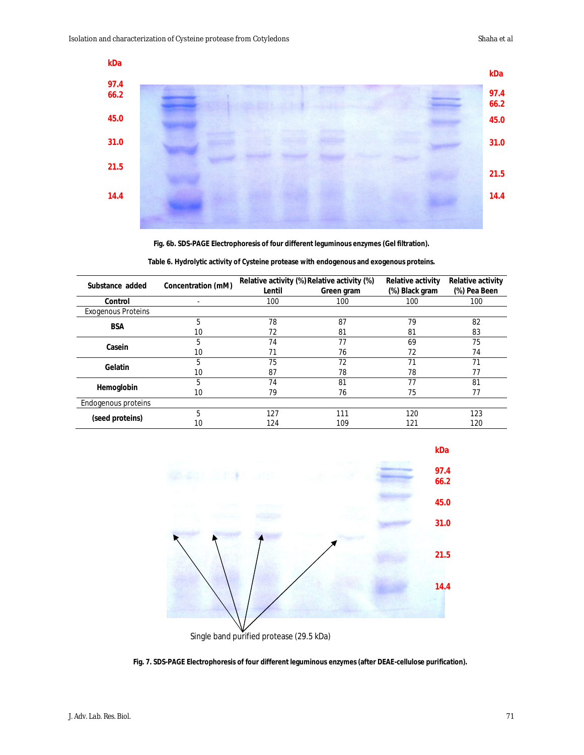Fig. 6b. SDS-PAGE Electrophoresis of four different leguminous enzymes (Gel filtration).

Table 6. Hydrolytic activity of Cysteine protease with endogenous and exogenous proteins.

| Substance added | Concentration (mM) | Relative activity (%) Lentil | Relative activity (%) Green gram | Relative activity (%) Black gram | Relative activity (%) Pea Been |
|---|---|---|---|---|---|
| **Control** | - | 100 | 100 | 100 | 100 |
| Exogenous Proteins | | | | | |
| **BSA** | 5 | 78 | 87 | 79 | 82 |
| | 10 | 72 | 81 | 81 | 83 |
| **Casein** | 5 | 74 | 77 | 69 | 75 |
| | 10 | 71 | 76 | 72 | 74 |
| **Gelatin** | 5 | 75 | 72 | 71 | 71 |
| | 10 | 87 | 78 | 78 | 77 |
| **Hemoglobin** | 5 | 74 | 81 | 77 | 81 |
| | 10 | 79 | 76 | 75 | 77 |
| Endogenous proteins | | | | | |
| **(seed proteins)** | 5 | 127 | 111 | 120 | 123 |
| | 10 | 124 | 109 | 121 | 120 |

Single band purified protease (29.5 kDa)

Fig. 7. SDS-PAGE Electrophoresis of four different leguminous enzymes (after DEAE-cellulose purification).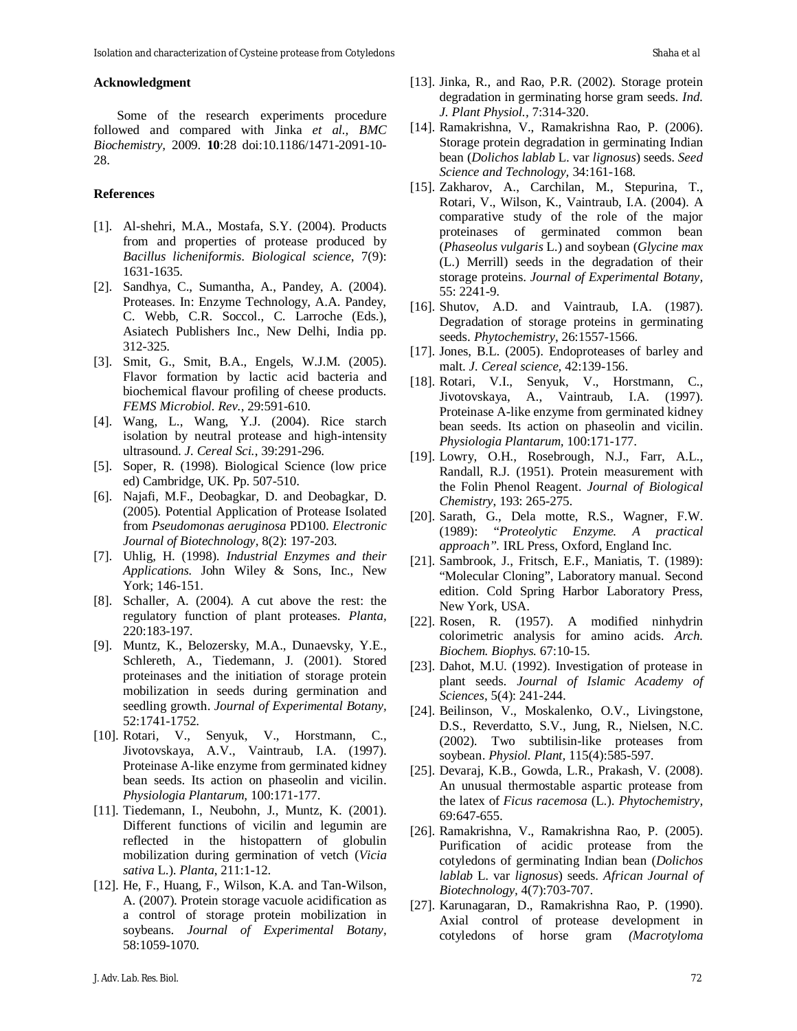## Acknowledgment

Some of the research experiments procedure followed and compared with Jinka *et al., BMC Biochemistry,* 2009. **10**:28 doi:10.1186/1471-2091-10-28.

## References

[1]. Al-shehri, M.A., Mostafa, S.Y. (2004). Products from and properties of protease produced by *Bacillus licheniformis*. *Biological science*, 7(9): 1631-1635.

[2]. Sandhya, C., Sumantha, A., Pandey, A. (2004). Proteases. In: Enzyme Technology, A.A. Pandey, C. Webb, C.R. Soccol., C. Larroche (Eds.), Asiatech Publishers Inc., New Delhi, India pp. 312-325.

[3]. Smit, G., Smit, B.A., Engels, W.J.M. (2005). Flavor formation by lactic acid bacteria and biochemical flavour profiling of cheese products. *FEMS Microbiol. Rev.*, 29:591-610.

[4]. Wang, L., Wang, Y.J. (2004). Rice starch isolation by neutral protease and high-intensity ultrasound. *J. Cereal Sci.*, 39:291-296.

[5]. Soper, R. (1998). Biological Science (low price ed) Cambridge, UK. Pp. 507-510.

[6]. Najafi, M.F., Deobagkar, D. and Deobagkar, D. (2005). Potential Application of Protease Isolated from *Pseudomonas aeruginosa* PD100. *Electronic Journal of Biotechnology*, 8(2): 197-203.

[7]. Uhlig, H. (1998). *Industrial Enzymes and their Applications.* John Wiley & Sons, Inc., New York; 146-151.

[8]. Schaller, A. (2004). A cut above the rest: the regulatory function of plant proteases. *Planta,* 220:183-197.

[9]. Muntz, K., Belozersky, M.A., Dunaevsky, Y.E., Schlereth, A., Tiedemann, J. (2001). Stored proteinases and the initiation of storage protein mobilization in seeds during germination and seedling growth. *Journal of Experimental Botany,* 52:1741-1752.

[10]. Rotari, V., Senyuk, V., Horstmann, C., Jivotovskaya, A.V., Vaintraub, I.A. (1997). Proteinase A-like enzyme from germinated kidney bean seeds. Its action on phaseolin and vicilin. *Physiologia Plantarum,* 100:171-177.

[11]. Tiedemann, I., Neubohn, J., Muntz, K. (2001). Different functions of vicilin and legumin are reflected in the histopattern of globulin mobilization during germination of vetch (*Vicia sativa* L.). *Planta,* 211:1-12.

[12]. He, F., Huang, F., Wilson, K.A. and Tan-Wilson, A. (2007). Protein storage vacuole acidification as a control of storage protein mobilization in soybeans. *Journal of Experimental Botany,* 58:1059-1070.

[13]. Jinka, R., and Rao, P.R. (2002). Storage protein degradation in germinating horse gram seeds. *Ind. J. Plant Physiol.,* 7:314-320.

[14]. Ramakrishna, V., Ramakrishna Rao, P. (2006). Storage protein degradation in germinating Indian bean (*Dolichos lablab* L. var *lignosus*) seeds. *Seed Science and Technology,* 34:161-168.

[15]. Zakharov, A., Carchilan, M., Stepurina, T., Rotari, V., Wilson, K., Vaintraub, I.A. (2004). A comparative study of the role of the major proteinases of germinated common bean (*Phaseolus vulgaris* L.) and soybean (*Glycine max* (L.) Merrill) seeds in the degradation of their storage proteins. *Journal of Experimental Botany,* 55: 2241-9.

[16]. Shutov, A.D. and Vaintraub, I.A. (1987). Degradation of storage proteins in germinating seeds. *Phytochemistry,* 26:1557-1566.

[17]. Jones, B.L. (2005). Endoproteases of barley and malt. *J. Cereal science,* 42:139-156.

[18]. Rotari, V.I., Senyuk, V., Horstmann, C., Jivotovskaya, A., Vaintraub, I.A. (1997). Proteinase A-like enzyme from germinated kidney bean seeds. Its action on phaseolin and vicilin. *Physiologia Plantarum,* 100:171-177.

[19]. Lowry, O.H., Rosebrough, N.J., Farr, A.L., Randall, R.J. (1951). Protein measurement with the Folin Phenol Reagent. *Journal of Biological Chemistry,* 193: 265-275.

[20]. Sarath, G., Dela motte, R.S., Wagner, F.W. (1989): *"Proteolytic Enzyme. A practical approach".* IRL Press, Oxford, England Inc.

[21]. Sambrook, J., Fritsch, E.F., Maniatis, T. (1989): "Molecular Cloning", Laboratory manual. Second edition. Cold Spring Harbor Laboratory Press, New York, USA.

[22]. Rosen, R. (1957). A modified ninhydrin colorimetric analysis for amino acids. *Arch. Biochem. Biophys.* 67:10-15.

[23]. Dahot, M.U. (1992). Investigation of protease in plant seeds. *Journal of Islamic Academy of Sciences,* 5(4): 241-244.

[24]. Beilinson, V., Moskalenko, O.V., Livingstone, D.S., Reverdatto, S.V., Jung, R., Nielsen, N.C. (2002). Two subtilisin-like proteases from soybean. *Physiol. Plant,* 115(4):585-597.

[25]. Devaraj, K.B., Gowda, L.R., Prakash, V. (2008). An unusual thermostable aspartic protease from the latex of *Ficus racemosa* (L.). *Phytochemistry,* 69:647-655.

[26]. Ramakrishna, V., Ramakrishna Rao, P. (2005). Purification of acidic protease from the cotyledons of germinating Indian bean (*Dolichos lablab* L. var *lignosus*) seeds. *African Journal of Biotechnology,* 4(7):703-707.

[27]. Karunagaran, D., Ramakrishna Rao, P. (1990). Axial control of protease development in cotyledons of horse gram *(Macrotyloma*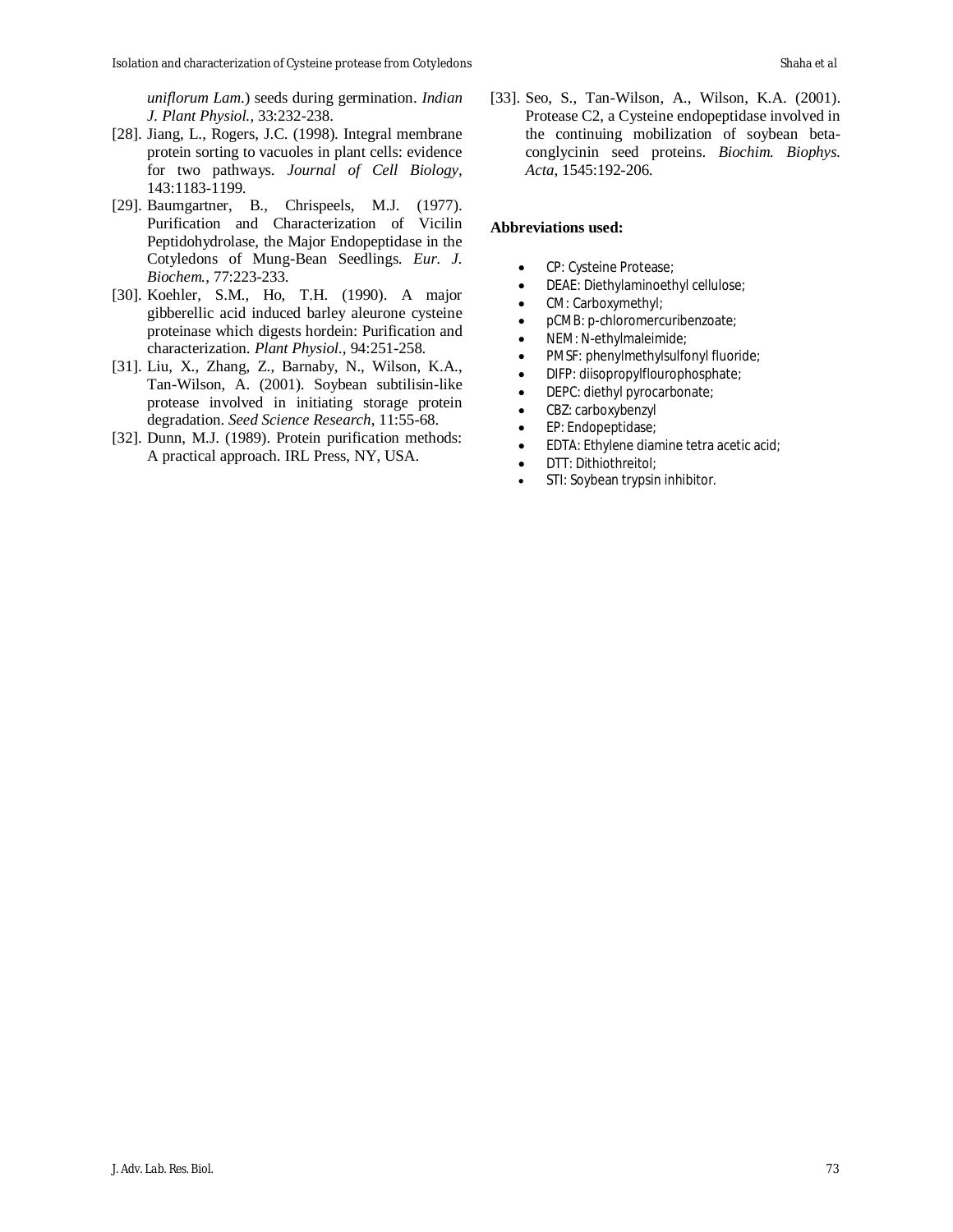*uniflorum Lam.*) seeds during germination. *Indian J. Plant Physiol.*, 33:232-238.

[28]. Jiang, L., Rogers, J.C. (1998). Integral membrane protein sorting to vacuoles in plant cells: evidence for two pathways. *Journal of Cell Biology*, 143:1183-1199.

[29]. Baumgartner, B., Chrispeels, M.J. (1977). Purification and Characterization of Vicilin Peptidohydrolase, the Major Endopeptidase in the Cotyledons of Mung-Bean Seedlings. *Eur. J. Biochem.*, 77:223-233.

[30]. Koehler, S.M., Ho, T.H. (1990). A major gibberellic acid induced barley aleurone cysteine proteinase which digests hordein: Purification and characterization. *Plant Physiol.*, 94:251-258.

[31]. Liu, X., Zhang, Z., Barnaby, N., Wilson, K.A., Tan-Wilson, A. (2001). Soybean subtilisin-like protease involved in initiating storage protein degradation. *Seed Science Research*, 11:55-68.

[32]. Dunn, M.J. (1989). Protein purification methods: A practical approach. IRL Press, NY, USA.

[33]. Seo, S., Tan-Wilson, A., Wilson, K.A. (2001). Protease C2, a Cysteine endopeptidase involved in the continuing mobilization of soybean beta-conglycinin seed proteins. *Biochim. Biophys. Acta*, 1545:192-206.

**Abbreviations used:**

- CP: Cysteine Protease;
- DEAE: Diethylaminoethyl cellulose;
- CM: Carboxymethyl;
- pCMB: p-chloromercuribenzoate;
- NEM: N-ethylmaleimide;
- PMSF: phenylmethylsulfonyl fluoride;
- DIFP: diisopropylflourophosphate;
- DEPC: diethyl pyrocarbonate;
- CBZ: carboxybenzyl
- EP: Endopeptidase;
- EDTA: Ethylene diamine tetra acetic acid;
- DTT: Dithiothreitol;
- STI: Soybean trypsin inhibitor.